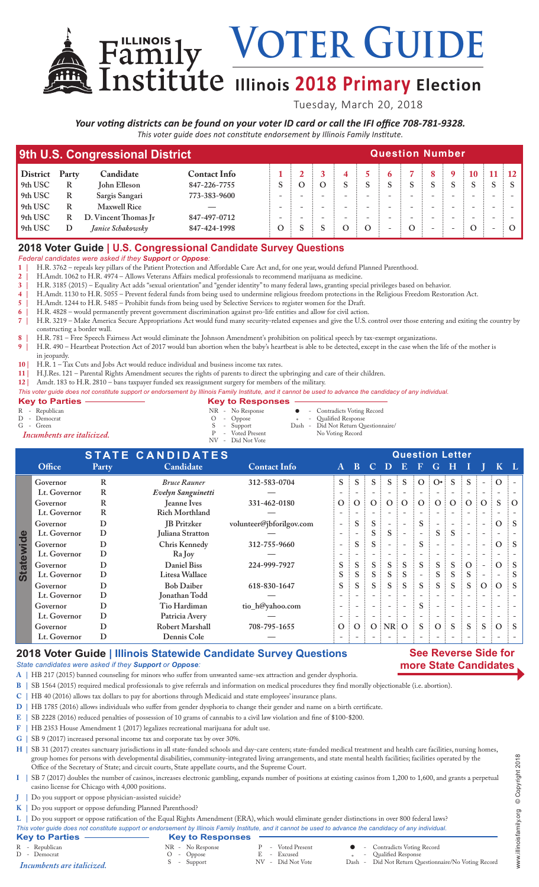# Illinois Family Institute VOTER GUIDE

## Illinois 2018 Primary Election

Tuesday, March 20, 2018

***Your voting districts can be found on your voter ID card or call the IFI office 708-781-9328.***

*This voter guide does not constitute endorsement by Illinois Family Institute.*

## 9th U.S. Congressional District

| District | Party | Candidate | Contact Info | 1 | 2 | 3 | 4 | 5 | 6 | 7 | 8 | 9 | 10 | 11 | 12 |
|---|---|---|---|---|---|---|---|---|---|---|---|---|---|---|---|
| 9th USC | R | John Elleson | 847-226-7755 | S | O | O | S | S | S | S | S | S | S | S | S |
| 9th USC | R | Sargis Sangari | 773-383-9600 | - | - | - | - | - | - | - | - | - | - | - | - |
| 9th USC | R | Maxwell Rice | — | - | - | - | - | - | - | - | - | - | - | - | - |
| 9th USC | R | D. Vincent Thomas Jr | 847-497-0712 | - | - | - | - | - | - | - | - | - | - | - | - |
| 9th USC | D | *Janice Schakowsky* | 847-424-1998 | O | S | S | O | O | - | O | - | - | O | - | O |

## 2018 Voter Guide | U.S. Congressional Candidate Survey Questions

*Federal candidates were asked if they **Support** or **Oppose**:*

1 | H.R. 3762 – repeals key pillars of the Patient Protection and Affordable Care Act and, for one year, would defund Planned Parenthood.
2 | H.Amdt. 1062 to H.R. 4974 – Allows Veterans Affairs medical professionals to recommend marijuana as medicine.
3 | H.R. 3185 (2015) – Equality Act adds "sexual orientation" and "gender identity" to many federal laws, granting special privileges based on behavior.
4 | H.Amdt. 1130 to H.R. 5055 – Prevent federal funds from being used to undermine religious freedom protections in the Religious Freedom Restoration Act.
5 | H.Amdt. 1244 to H.R. 5485 – Prohibit funds from being used by Selective Services to register women for the Draft.
6 | H.R. 4828 – would permanently prevent government discrimination against pro-life entities and allow for civil action.
7 | H.R. 3219 – Make America Secure Appropriations Act would fund many security-related expenses and give the U.S. control over those entering and exiting the country by constructing a border wall.
8 | H.R. 781 – Free Speech Fairness Act would eliminate the Johnson Amendment's prohibition on political speech by tax-exempt organizations.
9 | H.R. 490 – Heartbeat Protection Act of 2017 would ban abortion when the baby's heartbeat is able to be detected, except in the case when the life of the mother is in jeopardy.
10 | H.R. 1 – Tax Cuts and Jobs Act would reduce individual and business income tax rates.
11 | H.J.Res. 121 – Parental Rights Amendment secures the rights of parents to direct the upbringing and care of their children.
12 | Amdt. 183 to H.R. 2810 – bans taxpayer funded sex reassignment surgery for members of the military.

*This voter guide does not constitute support or endorsement by Illinois Family Institute, and it cannot be used to advance the candidacy of any individual.*

**Key to Parties**
R - Republican
D - Democrat
G - Green
*Incumbents are italicized.*

**Key to Responses**
NR - No Response
O - Oppose
S - Support
P - Voted Present
NV - Did Not Vote
● - Contradicts Voting Record
⁎ - Qualified Response
Dash - Did Not Return Questionnaire/No Voting Record

## STATE CANDIDATES

| | Office | Party | Candidate | Contact Info | A | B | C | D | E | F | G | H | I | J | K | L |
|---|---|---|---|---|---|---|---|---|---|---|---|---|---|---|---|---|
| Statewide | Governor | R | *Bruce Rauner* | 312-583-0704 | S | S | S | S | S | O | O● | S | S | - | O | - |
| | Lt. Governor | R | *Evelyn Sanguinetti* | — | - | - | - | - | - | - | - | - | - | - | - | - |
| | Governor | R | Jeanne Ives | 331-462-0180 | O | O | O | O | O | O | O | O | O | O | S | O |
| | Lt. Governor | R | Rich Morthland | — | - | - | - | - | - | - | - | - | - | - | - | - |
| | Governor | D | JB Pritzker | volunteer@jbforilgov.com | - | S | S | - | - | S | - | - | - | - | O | S |
| | Lt. Governor | D | Juliana Stratton | | - | - | S | S | - | - | S | S | - | - | - | - |
| | Governor | D | Chris Kennedy | 312-755-9660 | - | S | S | - | - | S | - | - | - | - | O | S |
| | Lt. Governor | D | Ra Joy | — | - | - | - | - | - | - | - | - | - | - | - | - |
| | Governor | D | Daniel Biss | 224-999-7927 | S | S | S | S | S | S | S | S | O | - | O | S |
| | Lt. Governor | D | Litesa Wallace | | S | S | S | S | S | - | S | S | S | - | - | S |
| | Governor | D | Bob Daiber | 618-830-1647 | S | S | S | S | S | S | S | S | S | O | O | S |
| | Lt. Governor | D | Jonathan Todd | — | - | - | - | - | - | - | - | - | - | - | - | - |
| | Governor | D | Tio Hardiman | tio_h@yahoo.com | - | - | - | - | - | S | - | - | - | - | - | - |
| | Lt. Governor | D | Patricia Avery | — | - | - | - | - | - | - | - | - | - | - | - | - |
| | Governor | D | Robert Marshall | 708-795-1655 | O | O | O | NR | O | S | O | S | S | S | O | S |
| | Lt. Governor | D | Dennis Cole | — | - | - | - | - | - | - | - | - | - | - | - | - |

## 2018 Voter Guide | Illinois Statewide Candidate Survey Questions

**See Reverse Side for more State Candidates**

*State candidates were asked if they **Support** or **Oppose**:*

A | HB 217 (2015) banned counseling for minors who suffer from unwanted same-sex attraction and gender dysphoria.
B | SB 1564 (2015) required medical professionals to give referrals and information on medical procedures they find morally objectionable (i.e. abortion).
C | HB 40 (2016) allows tax dollars to pay for abortions through Medicaid and state employees' insurance plans.
D | HB 1785 (2016) allows individuals who suffer from gender dysphoria to change their gender and name on a birth certificate.
E | SB 2228 (2016) reduced penalties of possession of 10 grams of cannabis to a civil law violation and fine of $100-$200.
F | HB 2353 House Amendment 1 (2017) legalizes recreational marijuana for adult use.
G | SB 9 (2017) increased personal income tax and corporate tax by over 30%.
H | SB 31 (2017) creates sanctuary jurisdictions in all state-funded schools and day-care centers; state-funded medical treatment and health care facilities, nursing homes, group homes for persons with developmental disabilities, community-integrated living arrangements, and state mental health facilities; facilities operated by the Office of the Secretary of State; and circuit courts, State appellate courts, and the Supreme Court.
I | SB 7 (2017) doubles the number of casinos, increases electronic gambling, expands number of positions at existing casinos from 1,200 to 1,600, and grants a perpetual casino license for Chicago with 4,000 positions.
J | Do you support or oppose physician-assisted suicide?
K | Do you support or oppose defunding Planned Parenthood?
L | Do you support or oppose ratification of the Equal Rights Amendment (ERA), which would eliminate gender distinctions in over 800 federal laws?

*This voter guide does not constitute support or endorsement by Illinois Family Institute, and it cannot be used to advance the candidacy of any individual.*

**Key to Parties**
R - Republican
D - Democrat
*Incumbents are italicized.*

**Key to Responses**
NR - No Response
O - Oppose
S - Support
P - Voted Present
E - Excused
NV - Did Not Vote
● - Contradicts Voting Record
⁎ - Qualified Response
Dash - Did Not Return Questionnaire/No Voting Record

www.illinoisfamily.org © Copyright 2018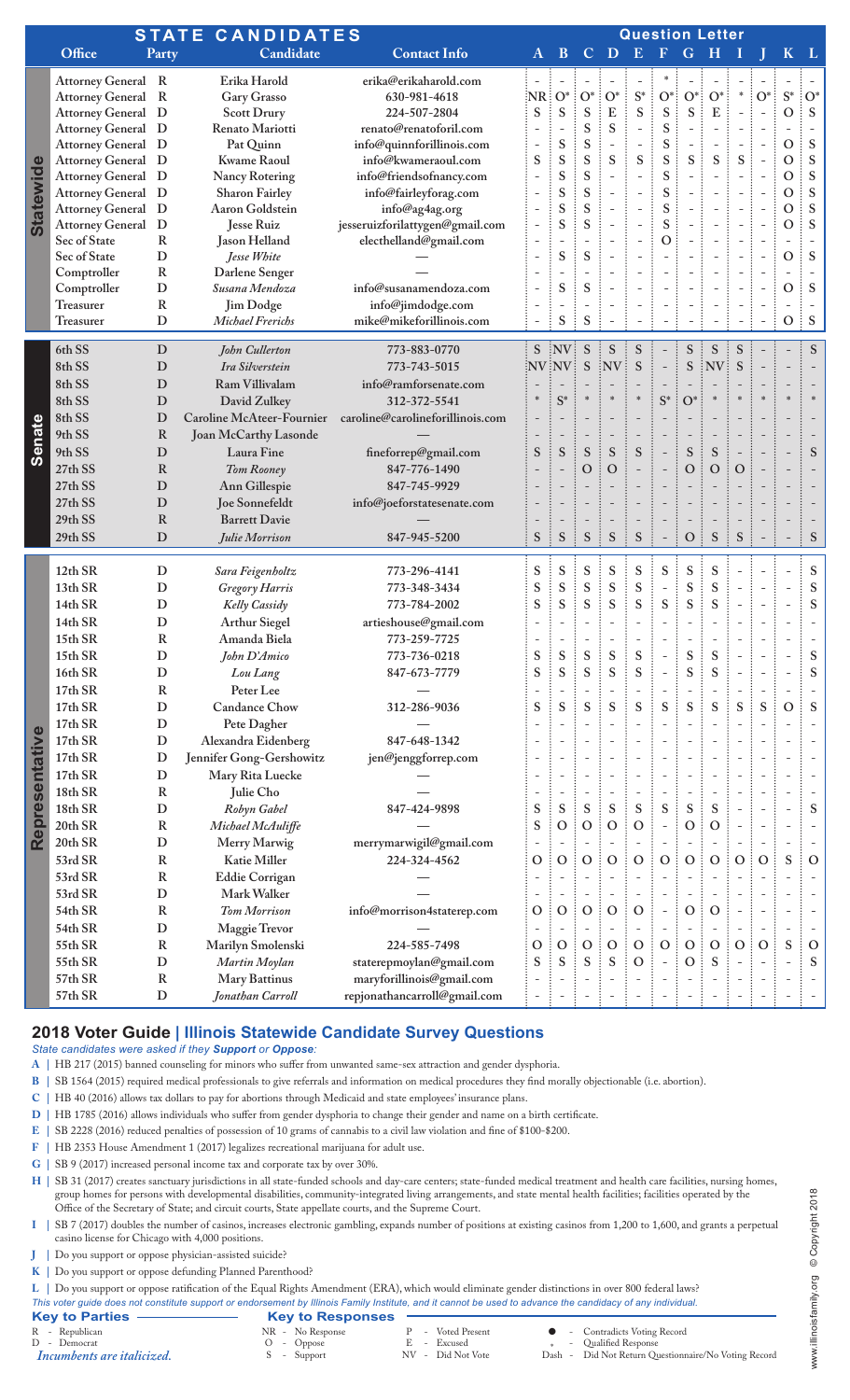| | Office | Party | Candidate | Contact Info | A | B | C | D | E | F | G | H | I | J | K | L |
|---|---|---|---|---|---|---|---|---|---|---|---|---|---|---|---|---|
| **STATE CANDIDATES** | | | | | **Question Letter** | | | | | | | | | | | |
| **Statewide** | Attorney General | R | Erika Harold | erika@erikaharold.com | - | - | - | - | - | * | - | - | - | - | - | - |
| | Attorney General | R | Gary Grasso | 630-981-4618 | NR | O* | O* | O* | S* | O* | O* | O* | * | O* | S* | O* |
| | Attorney General | D | Scott Drury | 224-507-2804 | S | S | S | E | S | S | S | E | - | - | O | S |
| | Attorney General | D | Renato Mariotti | renato@renatoforil.com | - | - | S | S | - | S | - | - | - | - | - | - |
| | Attorney General | D | Pat Quinn | info@quinnforillinois.com | - | S | S | - | - | S | - | - | - | - | O | S |
| | Attorney General | D | Kwame Raoul | info@kwameraoul.com | S | S | S | S | S | S | S | S | S | - | O | S |
| | Attorney General | D | Nancy Rotering | info@friendsofnancy.com | - | S | S | - | - | S | - | - | - | - | O | S |
| | Attorney General | D | Sharon Fairley | info@fairleyforag.com | - | S | S | - | - | S | - | - | - | - | O | S |
| | Attorney General | D | Aaron Goldstein | info@ag4ag.org | - | S | S | - | - | S | - | - | - | - | O | S |
| | Attorney General | D | Jesse Ruiz | jesseruizforilattygen@gmail.com | - | S | S | - | - | S | - | - | - | - | O | S |
| | Sec of State | R | Jason Helland | electhelland@gmail.com | - | - | - | - | - | O | - | - | - | - | - | - |
| | Sec of State | D | *Jesse White* | — | - | S | S | - | - | - | - | - | - | - | O | S |
| | Comptroller | R | Darlene Senger | | - | - | - | - | - | - | - | - | - | - | - | - |
| | Comptroller | D | *Susana Mendoza* | info@susanamendoza.com | - | S | S | - | - | - | - | - | - | - | O | S |
| | Treasurer | R | Jim Dodge | info@jimdodge.com | - | - | - | - | - | - | - | - | - | - | - | - |
| | Treasurer | D | *Michael Frerichs* | mike@mikeforillinois.com | - | S | S | - | - | - | - | - | - | - | O | S |
| **Senate** | 6th SS | D | *John Cullerton* | 773-883-0770 | S | NV | S | S | S | - | S | S | S | - | - | S |
| | 8th SS | D | *Ira Silverstein* | 773-743-5015 | NV | NV | S | NV | S | - | S | NV | S | - | - | - |
| | 8th SS | D | Ram Villivalam | info@ramforsenate.com | - | - | - | - | - | - | - | - | - | - | - | - |
| | 8th SS | D | David Zulkey | 312-372-5541 | * | S* | * | * | * | S* | O* | * | * | * | * | * |
| | 8th SS | D | Caroline McAteer-Fournier | caroline@carolineforillinois.com | - | - | - | - | - | - | - | - | - | - | - | - |
| | 9th SS | R | Joan McCarthy Lasonde | — | - | - | - | - | - | - | - | - | - | - | - | - |
| | 9th SS | D | Laura Fine | fineforrep@gmail.com | S | S | S | S | S | - | S | S | - | - | - | S |
| | 27th SS | R | *Tom Rooney* | 847-776-1490 | - | - | O | O | - | - | O | O | O | - | - | - |
| | 27th SS | D | Ann Gillespie | 847-745-9929 | - | - | - | - | - | - | - | - | - | - | - | - |
| | 27th SS | D | Joe Sonnefeldt | info@joefORstatesenate.com | - | - | - | - | - | - | - | - | - | - | - | - |
| | 29th SS | R | Barrett Davie | — | - | - | - | - | - | - | - | - | - | - | - | - |
| | 29th SS | D | *Julie Morrison* | 847-945-5200 | S | S | S | S | S | - | O | S | S | - | - | S |
| **Representative** | 12th SR | D | *Sara Feigenholtz* | 773-296-4141 | S | S | S | S | S | S | S | S | - | - | - | S |
| | 13th SR | D | *Gregory Harris* | 773-348-3434 | S | S | S | S | S | - | S | S | - | - | - | S |
| | 14th SR | D | *Kelly Cassidy* | 773-784-2002 | S | S | S | S | S | S | S | S | - | - | - | S |
| | 14th SR | D | Arthur Siegel | artieshouse@gmail.com | - | - | - | - | - | - | - | - | - | - | - | - |
| | 15th SR | R | Amanda Biela | 773-259-7725 | - | - | - | - | - | - | - | - | - | - | - | - |
| | 15th SR | D | *John D'Amico* | 773-736-0218 | S | S | S | S | S | - | S | S | - | - | - | S |
| | 16th SR | D | *Lou Lang* | 847-673-7779 | S | S | S | S | S | - | S | S | - | - | - | S |
| | 17th SR | R | Peter Lee | — | - | - | - | - | - | - | - | - | - | - | - | - |
| | 17th SR | D | Candance Chow | 312-286-9036 | S | S | S | S | S | S | S | S | S | S | O | S |
| | 17th SR | D | Pete Dagher | — | - | - | - | - | - | - | - | - | - | - | - | - |
| | 17th SR | D | Alexandra Eidenberg | 847-648-1342 | - | - | - | - | - | - | - | - | - | - | - | - |
| | 17th SR | D | Jennifer Gong-Gershowitz | jen@jenggforrep.com | - | - | - | - | - | - | - | - | - | - | - | - |
| | 17th SR | D | Mary Rita Luecke | — | - | - | - | - | - | - | - | - | - | - | - | - |
| | 18th SR | R | Julie Cho | — | - | - | - | - | - | - | - | - | - | - | - | - |
| | 18th SR | D | *Robyn Gabel* | 847-424-9898 | S | S | S | S | S | S | S | S | - | - | - | S |
| | 20th SR | R | *Michael McAuliffe* | — | S | O | O | O | O | - | O | O | - | - | - | - |
| | 20th SR | D | Merry Marwig | merrymarwigil@gmail.com | - | - | - | - | - | - | - | - | - | - | - | - |
| | 53rd SR | R | Katie Miller | 224-324-4562 | O | O | O | O | O | O | O | O | O | O | S | O |
| | 53rd SR | R | Eddie Corrigan | — | - | - | - | - | - | - | - | - | - | - | - | - |
| | 53rd SR | D | Mark Walker | — | - | - | - | - | - | - | - | - | - | - | - | - |
| | 54th SR | R | *Tom Morrison* | info@morrison4staterep.com | O | O | O | O | O | - | O | O | - | - | - | - |
| | 54th SR | D | Maggie Trevor | — | - | - | - | - | - | - | - | - | - | - | - | - |
| | 55th SR | R | Marilyn Smolenski | 224-585-7498 | O | O | O | O | O | O | O | O | O | O | S | O |
| | 55th SR | D | *Martin Moylan* | staterepmoylan@gmail.com | S | S | S | S | O | - | O | S | - | - | - | S |
| | 57th SR | R | Mary Battinus | maryforillinois@gmail.com | - | - | - | - | - | - | - | - | - | - | - | - |
| | 57th SR | D | *Jonathan Carroll* | repjonathancarroll@gmail.com | - | - | - | - | - | - | - | - | - | - | - | - |

## 2018 Voter Guide | Illinois Statewide Candidate Survey Questions

*State candidates were asked if they **Support** or **Oppose**:*

**A** | HB 217 (2015) banned counseling for minors who suffer from unwanted same-sex attraction and gender dysphoria.

**B** | SB 1564 (2015) required medical professionals to give referrals and information on medical procedures they find morally objectionable (i.e. abortion).

**C** | HB 40 (2016) allows tax dollars to pay for abortions through Medicaid and state employees' insurance plans.

**D** | HB 1785 (2016) allows individuals who suffer from gender dysphoria to change their gender and name on a birth certificate.

**E** | SB 2228 (2016) reduced penalties of possession of 10 grams of cannabis to a civil law violation and fine of \$100-\$200.

**F** | HB 2353 House Amendment 1 (2017) legalizes recreational marijuana for adult use.

**G** | SB 9 (2017) increased personal income tax and corporate tax by over 30%.

**H** | SB 31 (2017) creates sanctuary jurisdictions in all state-funded schools and day-care centers; state-funded medical treatment and health care facilities, nursing homes, group homes for persons with developmental disabilities, community-integrated living arrangements, and state mental health facilities; facilities operated by the Office of the Secretary of State; and circuit courts, State appellate courts, and the Supreme Court.

**I** | SB 7 (2017) doubles the number of casinos, increases electronic gambling, expands number of positions at existing casinos from 1,200 to 1,600, and grants a perpetual casino license for Chicago with 4,000 positions.

**J** | Do you support or oppose physician-assisted suicide?

**K** | Do you support or oppose defunding Planned Parenthood?

**L** | Do you support or oppose ratification of the Equal Rights Amendment (ERA), which would eliminate gender distinctions in over 800 federal laws?

*This voter guide does not constitute support or endorsement by Illinois Family Institute, and it cannot be used to advance the candidacy of any individual.*

**Key to Parties**

R - Republican
D - Democrat
*Incumbents are italicized.*

**Key to Responses**

NR - No Response
O - Oppose
S - Support
P - Voted Present
E - Excused
NV - Did Not Vote
● - Contradicts Voting Record
\* - Qualified Response
Dash - Did Not Return Questionnaire/No Voting Record

www.illinoisfamily.org © Copyright 2018